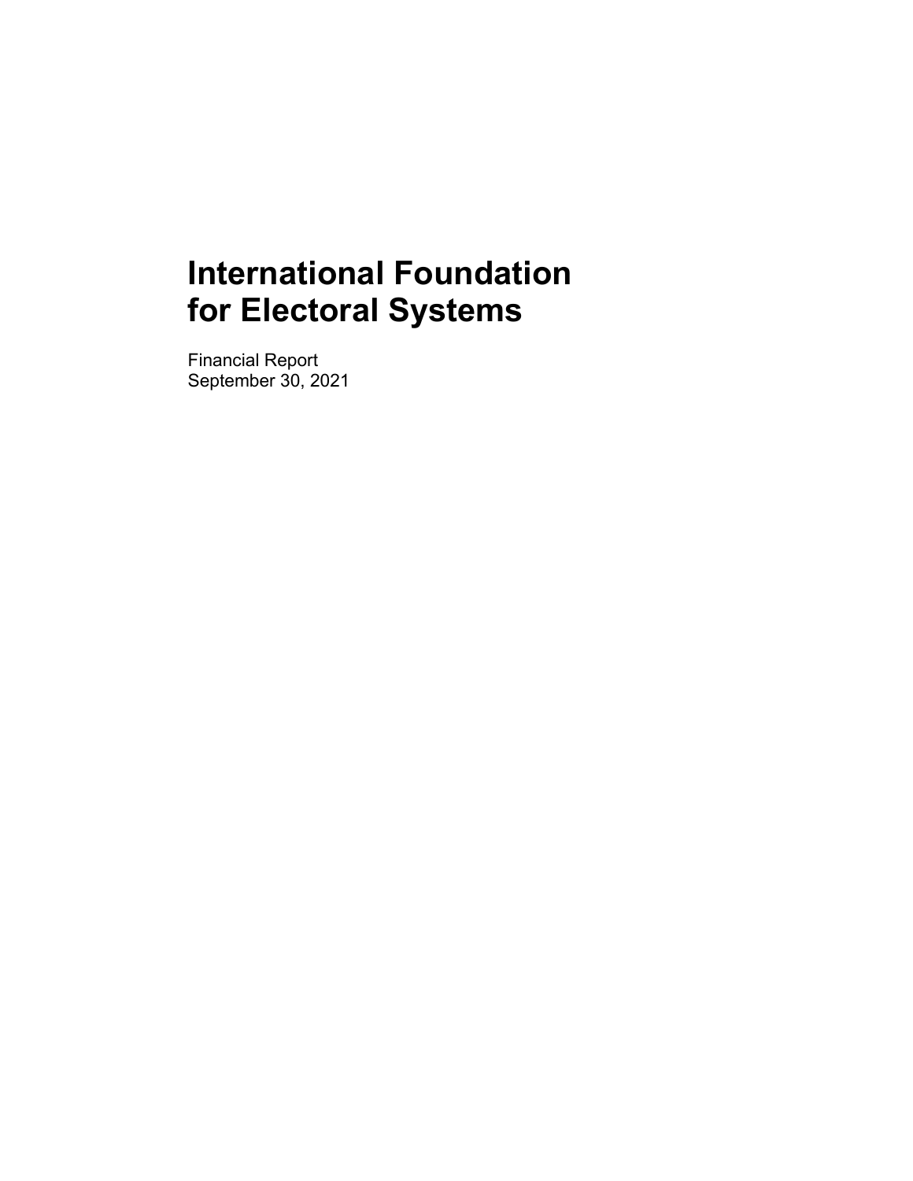# International Foundation for Electoral Systems

Financial Report
September 30, 2021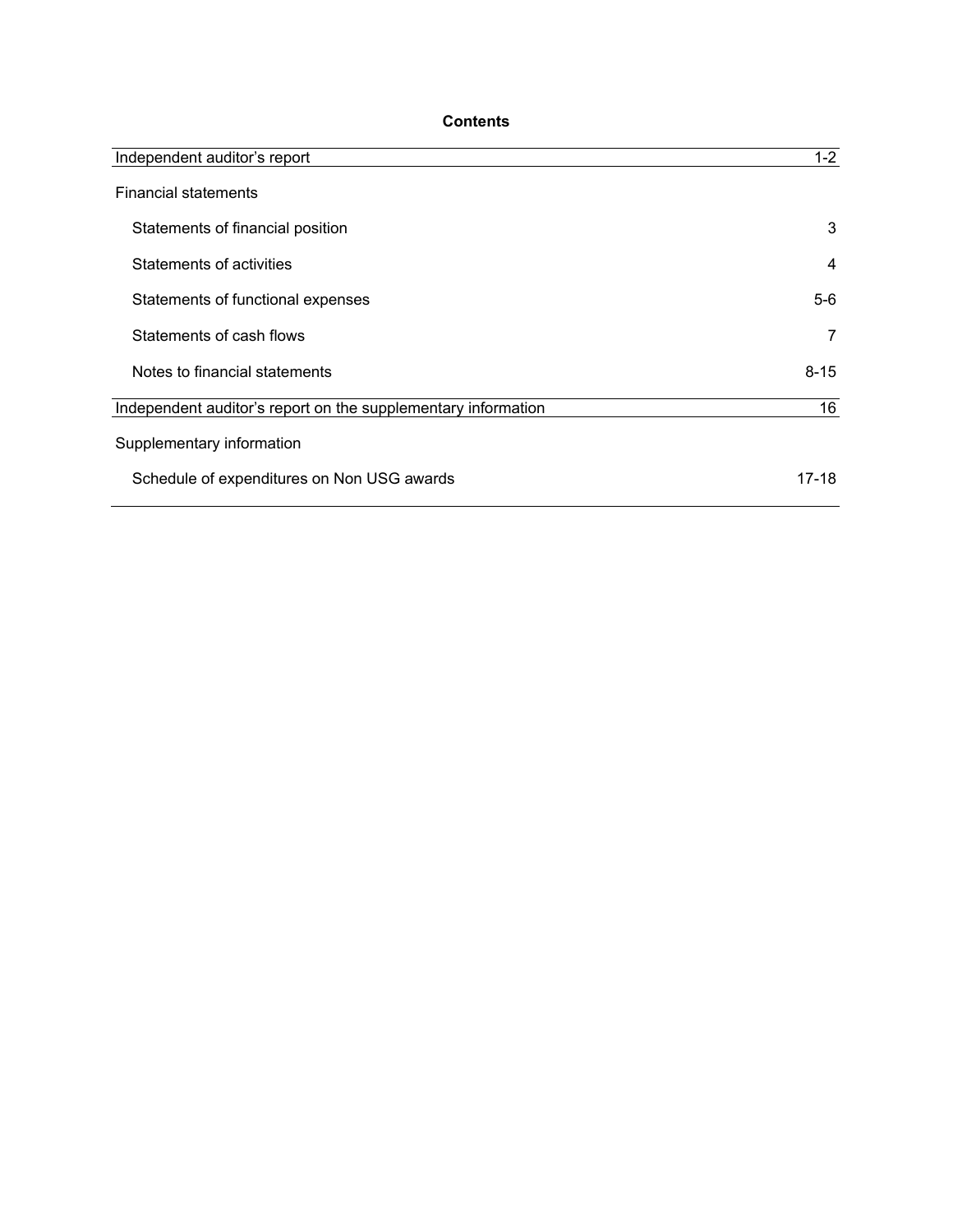**Contents**

| | |
|---|---|
| Independent auditor's report | 1-2 |
| Financial statements | |
| Statements of financial position | 3 |
| Statements of activities | 4 |
| Statements of functional expenses | 5-6 |
| Statements of cash flows | 7 |
| Notes to financial statements | 8-15 |
| Independent auditor's report on the supplementary information | 16 |
| Supplementary information | |
| Schedule of expenditures on Non USG awards | 17-18 |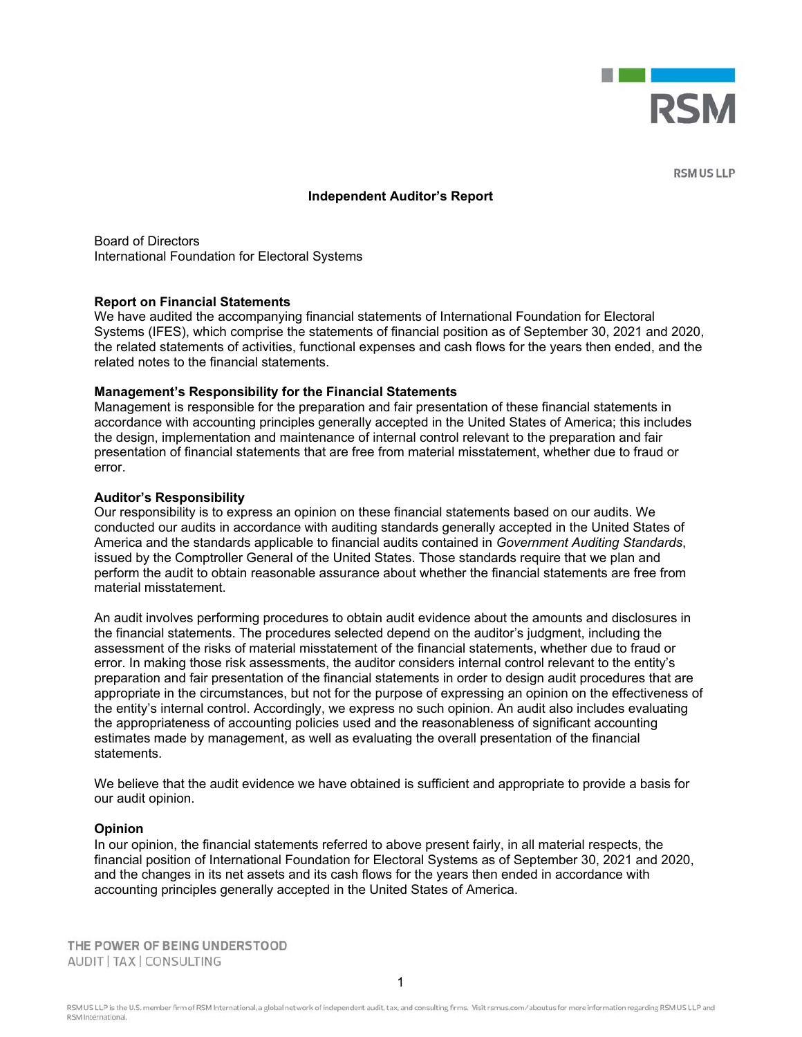RSM US LLP

## Independent Auditor's Report

Board of Directors
International Foundation for Electoral Systems

### Report on Financial Statements

We have audited the accompanying financial statements of International Foundation for Electoral Systems (IFES), which comprise the statements of financial position as of September 30, 2021 and 2020, the related statements of activities, functional expenses and cash flows for the years then ended, and the related notes to the financial statements.

### Management's Responsibility for the Financial Statements

Management is responsible for the preparation and fair presentation of these financial statements in accordance with accounting principles generally accepted in the United States of America; this includes the design, implementation and maintenance of internal control relevant to the preparation and fair presentation of financial statements that are free from material misstatement, whether due to fraud or error.

### Auditor's Responsibility

Our responsibility is to express an opinion on these financial statements based on our audits. We conducted our audits in accordance with auditing standards generally accepted in the United States of America and the standards applicable to financial audits contained in *Government Auditing Standards*, issued by the Comptroller General of the United States. Those standards require that we plan and perform the audit to obtain reasonable assurance about whether the financial statements are free from material misstatement.

An audit involves performing procedures to obtain audit evidence about the amounts and disclosures in the financial statements. The procedures selected depend on the auditor's judgment, including the assessment of the risks of material misstatement of the financial statements, whether due to fraud or error. In making those risk assessments, the auditor considers internal control relevant to the entity's preparation and fair presentation of the financial statements in order to design audit procedures that are appropriate in the circumstances, but not for the purpose of expressing an opinion on the effectiveness of the entity's internal control. Accordingly, we express no such opinion. An audit also includes evaluating the appropriateness of accounting policies used and the reasonableness of significant accounting estimates made by management, as well as evaluating the overall presentation of the financial statements.

We believe that the audit evidence we have obtained is sufficient and appropriate to provide a basis for our audit opinion.

### Opinion

In our opinion, the financial statements referred to above present fairly, in all material respects, the financial position of International Foundation for Electoral Systems as of September 30, 2021 and 2020, and the changes in its net assets and its cash flows for the years then ended in accordance with accounting principles generally accepted in the United States of America.

THE POWER OF BEING UNDERSTOOD
AUDIT | TAX | CONSULTING

RSM US LLP is the U.S. member firm of RSM International, a global network of independent audit, tax, and consulting firms. Visit rsmus.com/aboutus for more information regarding RSM US LLP and RSM International.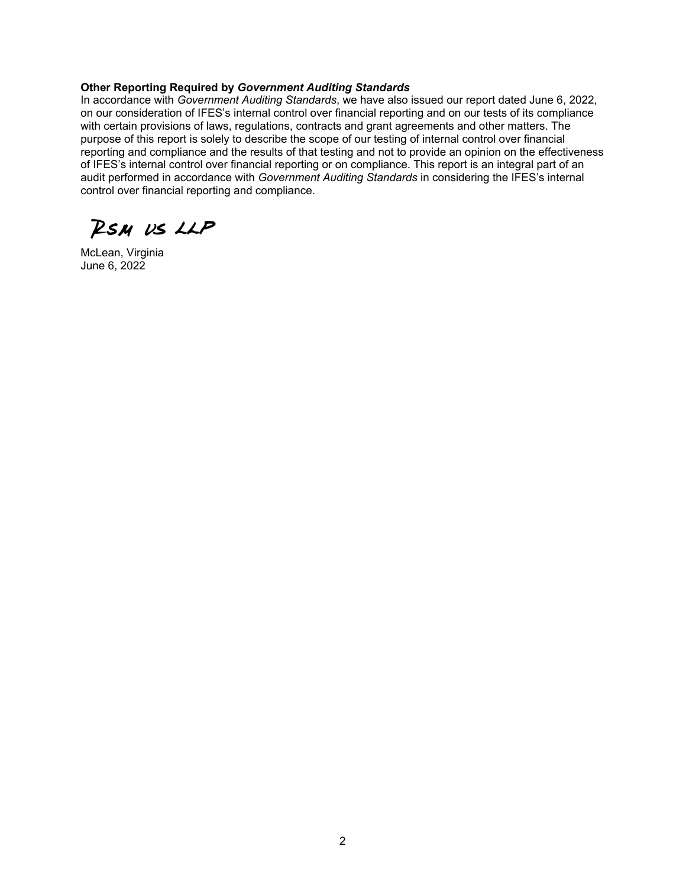**Other Reporting Required by *Government Auditing Standards***

In accordance with *Government Auditing Standards*, we have also issued our report dated June 6, 2022, on our consideration of IFES's internal control over financial reporting and on our tests of its compliance with certain provisions of laws, regulations, contracts and grant agreements and other matters. The purpose of this report is solely to describe the scope of our testing of internal control over financial reporting and compliance and the results of that testing and not to provide an opinion on the effectiveness of IFES's internal control over financial reporting or on compliance. This report is an integral part of an audit performed in accordance with *Government Auditing Standards* in considering the IFES's internal control over financial reporting and compliance.

RSM US LLP

McLean, Virginia
June 6, 2022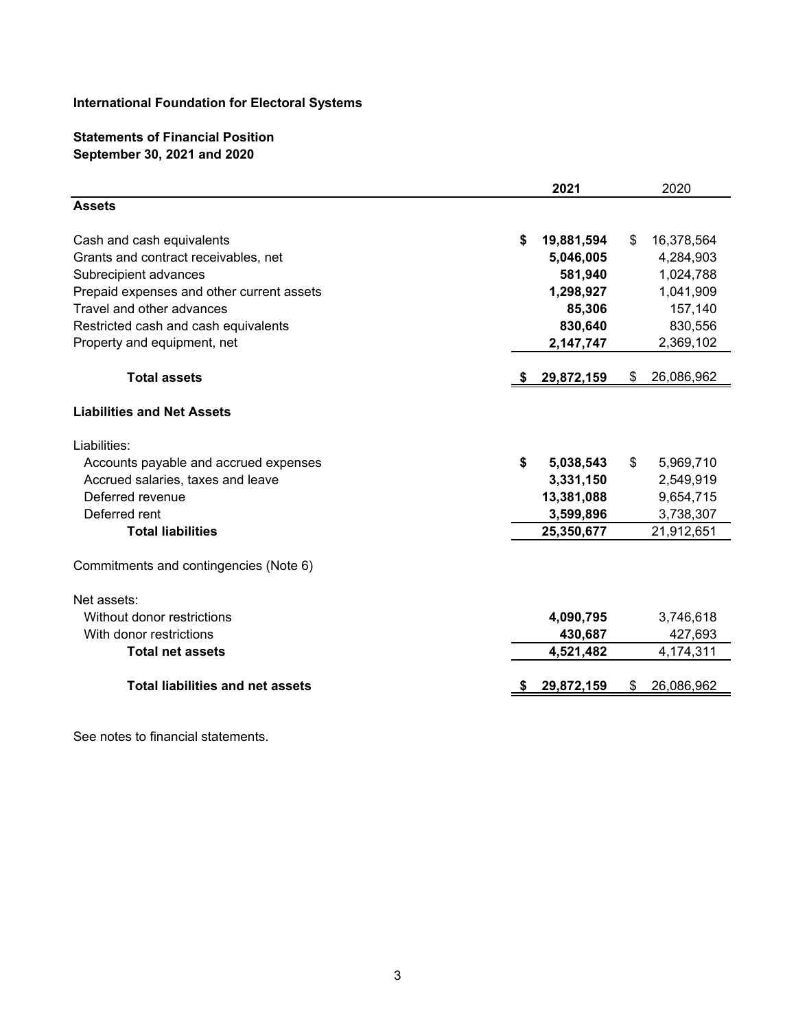**International Foundation for Electoral Systems**

**Statements of Financial Position**
**September 30, 2021 and 2020**

| | **2021** | 2020 |
|---|---|---|
| **Assets** | | |
| Cash and cash equivalents | **$ 19,881,594** | $ 16,378,564 |
| Grants and contract receivables, net | **5,046,005** | 4,284,903 |
| Subrecipient advances | **581,940** | 1,024,788 |
| Prepaid expenses and other current assets | **1,298,927** | 1,041,909 |
| Travel and other advances | **85,306** | 157,140 |
| Restricted cash and cash equivalents | **830,640** | 830,556 |
| Property and equipment, net | **2,147,747** | 2,369,102 |
| **Total assets** | **$ 29,872,159** | $ 26,086,962 |
| **Liabilities and Net Assets** | | |
| Liabilities: | | |
| Accounts payable and accrued expenses | **$ 5,038,543** | $ 5,969,710 |
| Accrued salaries, taxes and leave | **3,331,150** | 2,549,919 |
| Deferred revenue | **13,381,088** | 9,654,715 |
| Deferred rent | **3,599,896** | 3,738,307 |
| **Total liabilities** | **25,350,677** | 21,912,651 |
| Commitments and contingencies (Note 6) | | |
| Net assets: | | |
| Without donor restrictions | **4,090,795** | 3,746,618 |
| With donor restrictions | **430,687** | 427,693 |
| **Total net assets** | **4,521,482** | 4,174,311 |
| **Total liabilities and net assets** | **$ 29,872,159** | $ 26,086,962 |

See notes to financial statements.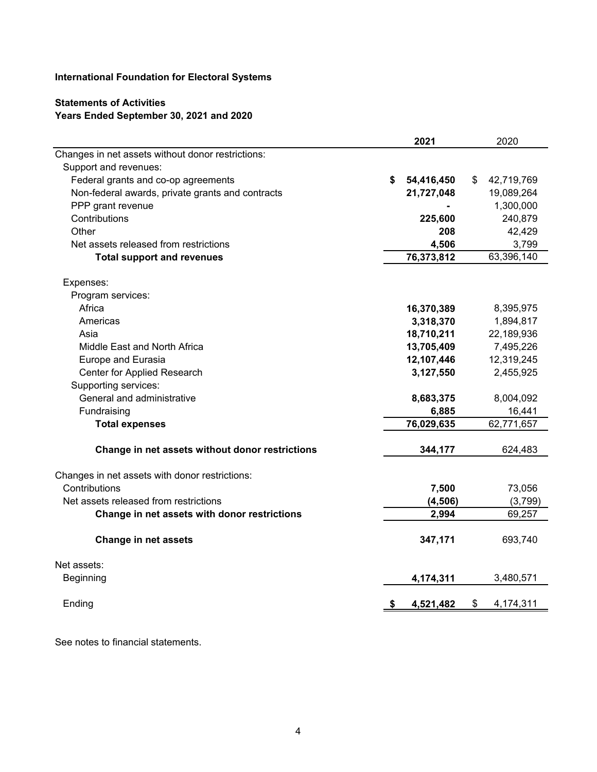**International Foundation for Electoral Systems**

**Statements of Activities**
**Years Ended September 30, 2021 and 2020**

| | 2021 | 2020 |
|---|---|---|
| Changes in net assets without donor restrictions: | | |
| Support and revenues: | | |
| Federal grants and co-op agreements | $ 54,416,450 | $ 42,719,769 |
| Non-federal awards, private grants and contracts | 21,727,048 | 19,089,264 |
| PPP grant revenue | - | 1,300,000 |
| Contributions | 225,600 | 240,879 |
| Other | 208 | 42,429 |
| Net assets released from restrictions | 4,506 | 3,799 |
| **Total support and revenues** | 76,373,812 | 63,396,140 |
| Expenses: | | |
| Program services: | | |
| Africa | 16,370,389 | 8,395,975 |
| Americas | 3,318,370 | 1,894,817 |
| Asia | 18,710,211 | 22,189,936 |
| Middle East and North Africa | 13,705,409 | 7,495,226 |
| Europe and Eurasia | 12,107,446 | 12,319,245 |
| Center for Applied Research | 3,127,550 | 2,455,925 |
| Supporting services: | | |
| General and administrative | 8,683,375 | 8,004,092 |
| Fundraising | 6,885 | 16,441 |
| **Total expenses** | 76,029,635 | 62,771,657 |
| **Change in net assets without donor restrictions** | 344,177 | 624,483 |
| Changes in net assets with donor restrictions: | | |
| Contributions | 7,500 | 73,056 |
| Net assets released from restrictions | (4,506) | (3,799) |
| **Change in net assets with donor restrictions** | 2,994 | 69,257 |
| **Change in net assets** | 347,171 | 693,740 |
| Net assets: | | |
| Beginning | 4,174,311 | 3,480,571 |
| Ending | $ 4,521,482 | $ 4,174,311 |

See notes to financial statements.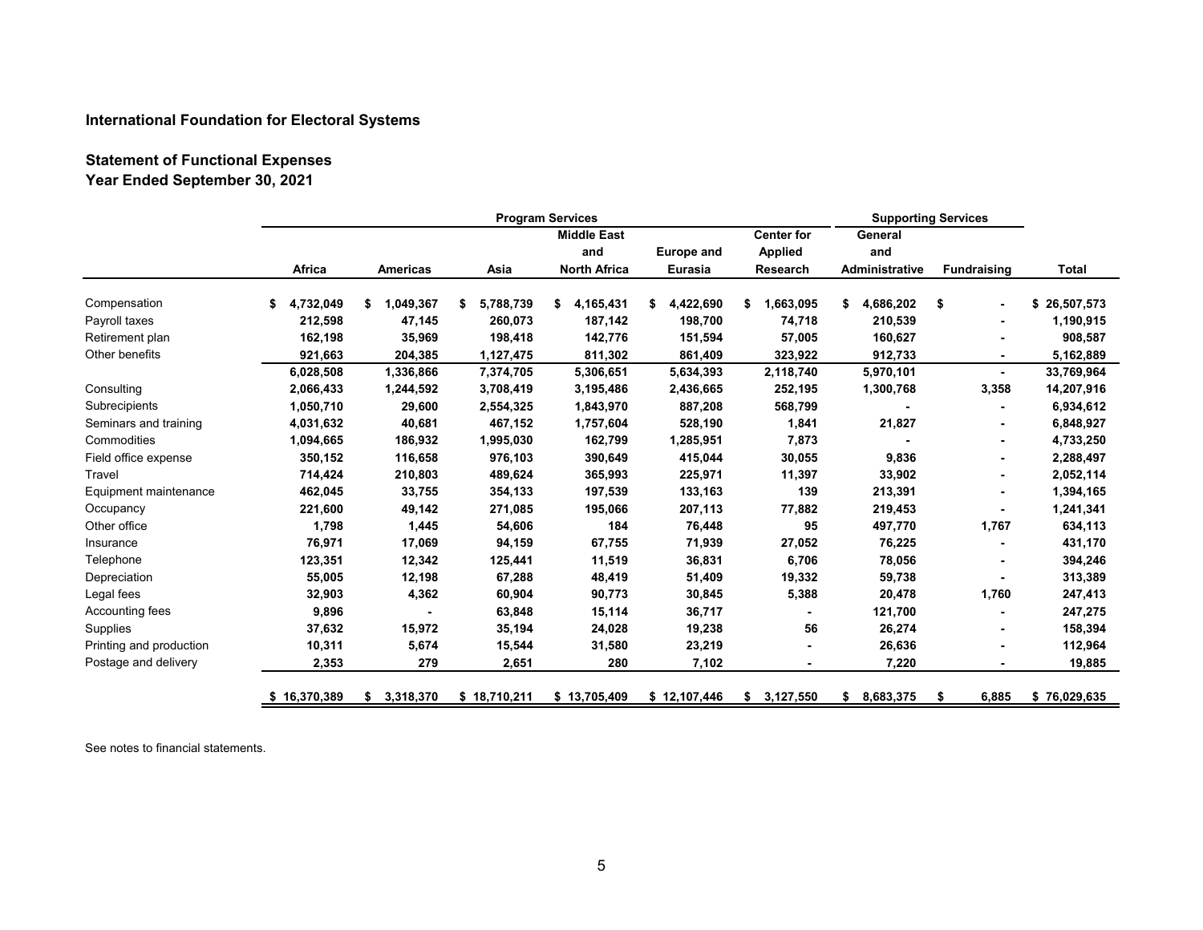## International Foundation for Electoral Systems

### Statement of Functional Expenses
### Year Ended September 30, 2021

| | Program Services | | | | | | Supporting Services | | |
|---|---|---|---|---|---|---|---|---|---|
| | Africa | Americas | Asia | Middle East and North Africa | Europe and Eurasia | Center for Applied Research | General and Administrative | Fundraising | Total |
| Compensation | $ 4,732,049 | $ 1,049,367 | $ 5,788,739 | $ 4,165,431 | $ 4,422,690 | $ 1,663,095 | $ 4,686,202 | $ - | $ 26,507,573 |
| Payroll taxes | 212,598 | 47,145 | 260,073 | 187,142 | 198,700 | 74,718 | 210,539 | - | 1,190,915 |
| Retirement plan | 162,198 | 35,969 | 198,418 | 142,776 | 151,594 | 57,005 | 160,627 | - | 908,587 |
| Other benefits | 921,663 | 204,385 | 1,127,475 | 811,302 | 861,409 | 323,922 | 912,733 | - | 5,162,889 |
| | 6,028,508 | 1,336,866 | 7,374,705 | 5,306,651 | 5,634,393 | 2,118,740 | 5,970,101 | - | 33,769,964 |
| Consulting | 2,066,433 | 1,244,592 | 3,708,419 | 3,195,486 | 2,436,665 | 252,195 | 1,300,768 | 3,358 | 14,207,916 |
| Subrecipients | 1,050,710 | 29,600 | 2,554,325 | 1,843,970 | 887,208 | 568,799 | - | - | 6,934,612 |
| Seminars and training | 4,031,632 | 40,681 | 467,152 | 1,757,604 | 528,190 | 1,841 | 21,827 | - | 6,848,927 |
| Commodities | 1,094,665 | 186,932 | 1,995,030 | 162,799 | 1,285,951 | 7,873 | - | - | 4,733,250 |
| Field office expense | 350,152 | 116,658 | 976,103 | 390,649 | 415,044 | 30,055 | 9,836 | - | 2,288,497 |
| Travel | 714,424 | 210,803 | 489,624 | 365,993 | 225,971 | 11,397 | 33,902 | - | 2,052,114 |
| Equipment maintenance | 462,045 | 33,755 | 354,133 | 197,539 | 133,163 | 139 | 213,391 | - | 1,394,165 |
| Occupancy | 221,600 | 49,142 | 271,085 | 195,066 | 207,113 | 77,882 | 219,453 | - | 1,241,341 |
| Other office | 1,798 | 1,445 | 54,606 | 184 | 76,448 | 95 | 497,770 | 1,767 | 634,113 |
| Insurance | 76,971 | 17,069 | 94,159 | 67,755 | 71,939 | 27,052 | 76,225 | - | 431,170 |
| Telephone | 123,351 | 12,342 | 125,441 | 11,519 | 36,831 | 6,706 | 78,056 | - | 394,246 |
| Depreciation | 55,005 | 12,198 | 67,288 | 48,419 | 51,409 | 19,332 | 59,738 | - | 313,389 |
| Legal fees | 32,903 | 4,362 | 60,904 | 90,773 | 30,845 | 5,388 | 20,478 | 1,760 | 247,413 |
| Accounting fees | 9,896 | - | 63,848 | 15,114 | 36,717 | - | 121,700 | - | 247,275 |
| Supplies | 37,632 | 15,972 | 35,194 | 24,028 | 19,238 | 56 | 26,274 | - | 158,394 |
| Printing and production | 10,311 | 5,674 | 15,544 | 31,580 | 23,219 | - | 26,636 | - | 112,964 |
| Postage and delivery | 2,353 | 279 | 2,651 | 280 | 7,102 | - | 7,220 | - | 19,885 |
| | $ 16,370,389 | $ 3,318,370 | $ 18,710,211 | $ 13,705,409 | $ 12,107,446 | $ 3,127,550 | $ 8,683,375 | $ 6,885 | $ 76,029,635 |

See notes to financial statements.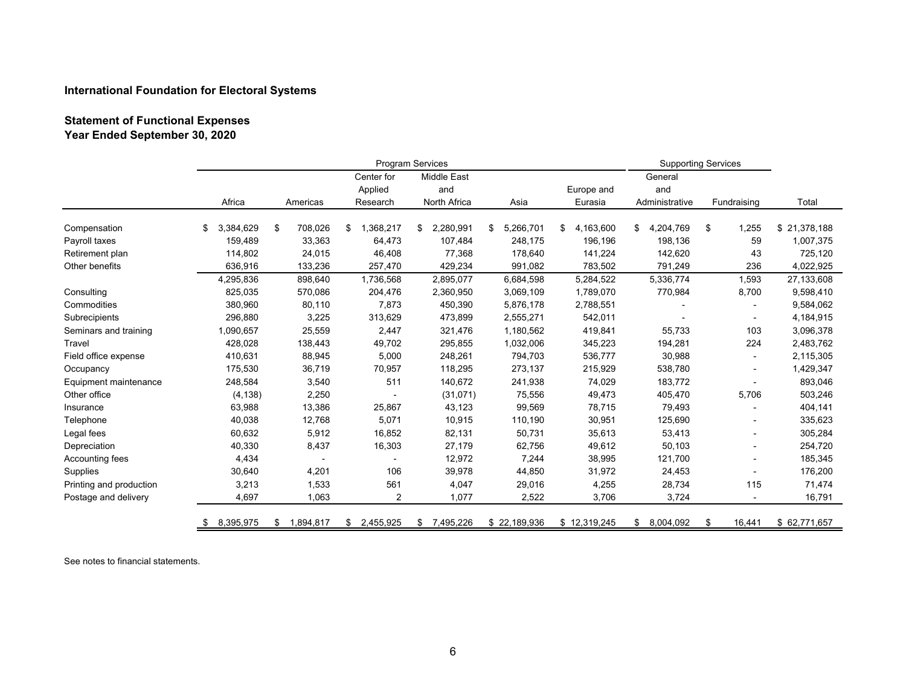**International Foundation for Electoral Systems**

**Statement of Functional Expenses**
**Year Ended September 30, 2020**

| | Program Services | | | | | | Supporting Services | | |
|---|---|---|---|---|---|---|---|---|---|
| | Africa | Americas | Center for Applied Research | Middle East and North Africa | Asia | Europe and Eurasia | General and Administrative | Fundraising | Total |
| Compensation | $ 3,384,629 | $ 708,026 | $ 1,368,217 | $ 2,280,991 | $ 5,266,701 | $ 4,163,600 | $ 4,204,769 | $ 1,255 | $ 21,378,188 |
| Payroll taxes | 159,489 | 33,363 | 64,473 | 107,484 | 248,175 | 196,196 | 198,136 | 59 | 1,007,375 |
| Retirement plan | 114,802 | 24,015 | 46,408 | 77,368 | 178,640 | 141,224 | 142,620 | 43 | 725,120 |
| Other benefits | 636,916 | 133,236 | 257,470 | 429,234 | 991,082 | 783,502 | 791,249 | 236 | 4,022,925 |
| | 4,295,836 | 898,640 | 1,736,568 | 2,895,077 | 6,684,598 | 5,284,522 | 5,336,774 | 1,593 | 27,133,608 |
| Consulting | 825,035 | 570,086 | 204,476 | 2,360,950 | 3,069,109 | 1,789,070 | 770,984 | 8,700 | 9,598,410 |
| Commodities | 380,960 | 80,110 | 7,873 | 450,390 | 5,876,178 | 2,788,551 | - | - | 9,584,062 |
| Subrecipients | 296,880 | 3,225 | 313,629 | 473,899 | 2,555,271 | 542,011 | - | - | 4,184,915 |
| Seminars and training | 1,090,657 | 25,559 | 2,447 | 321,476 | 1,180,562 | 419,841 | 55,733 | 103 | 3,096,378 |
| Travel | 428,028 | 138,443 | 49,702 | 295,855 | 1,032,006 | 345,223 | 194,281 | 224 | 2,483,762 |
| Field office expense | 410,631 | 88,945 | 5,000 | 248,261 | 794,703 | 536,777 | 30,988 | - | 2,115,305 |
| Occupancy | 175,530 | 36,719 | 70,957 | 118,295 | 273,137 | 215,929 | 538,780 | - | 1,429,347 |
| Equipment maintenance | 248,584 | 3,540 | 511 | 140,672 | 241,938 | 74,029 | 183,772 | - | 893,046 |
| Other office | (4,138) | 2,250 | - | (31,071) | 75,556 | 49,473 | 405,470 | 5,706 | 503,246 |
| Insurance | 63,988 | 13,386 | 25,867 | 43,123 | 99,569 | 78,715 | 79,493 | - | 404,141 |
| Telephone | 40,038 | 12,768 | 5,071 | 10,915 | 110,190 | 30,951 | 125,690 | - | 335,623 |
| Legal fees | 60,632 | 5,912 | 16,852 | 82,131 | 50,731 | 35,613 | 53,413 | - | 305,284 |
| Depreciation | 40,330 | 8,437 | 16,303 | 27,179 | 62,756 | 49,612 | 50,103 | - | 254,720 |
| Accounting fees | 4,434 | - | - | 12,972 | 7,244 | 38,995 | 121,700 | - | 185,345 |
| Supplies | 30,640 | 4,201 | 106 | 39,978 | 44,850 | 31,972 | 24,453 | - | 176,200 |
| Printing and production | 3,213 | 1,533 | 561 | 4,047 | 29,016 | 4,255 | 28,734 | 115 | 71,474 |
| Postage and delivery | 4,697 | 1,063 | 2 | 1,077 | 2,522 | 3,706 | 3,724 | - | 16,791 |
| | $ 8,395,975 | $ 1,894,817 | $ 2,455,925 | $ 7,495,226 | $ 22,189,936 | $ 12,319,245 | $ 8,004,092 | $ 16,441 | $ 62,771,657 |

See notes to financial statements.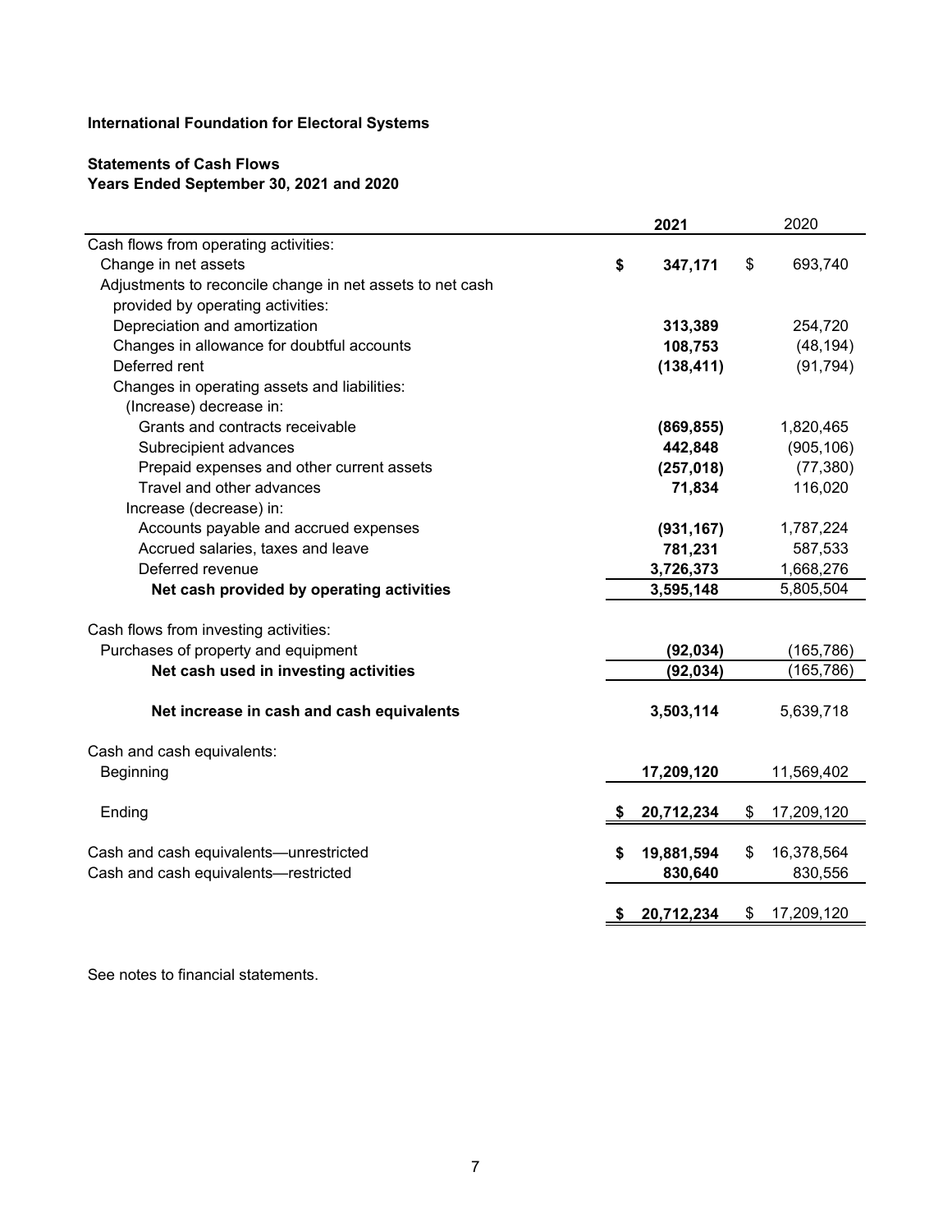**International Foundation for Electoral Systems**

**Statements of Cash Flows**
**Years Ended September 30, 2021 and 2020**

| | 2021 | 2020 |
|---|---|---|
| Cash flows from operating activities: | | |
| Change in net assets | $ 347,171 | $ 693,740 |
| Adjustments to reconcile change in net assets to net cash provided by operating activities: | | |
| Depreciation and amortization | 313,389 | 254,720 |
| Changes in allowance for doubtful accounts | 108,753 | (48,194) |
| Deferred rent | (138,411) | (91,794) |
| Changes in operating assets and liabilities: | | |
| (Increase) decrease in: | | |
| Grants and contracts receivable | (869,855) | 1,820,465 |
| Subrecipient advances | 442,848 | (905,106) |
| Prepaid expenses and other current assets | (257,018) | (77,380) |
| Travel and other advances | 71,834 | 116,020 |
| Increase (decrease) in: | | |
| Accounts payable and accrued expenses | (931,167) | 1,787,224 |
| Accrued salaries, taxes and leave | 781,231 | 587,533 |
| Deferred revenue | 3,726,373 | 1,668,276 |
| **Net cash provided by operating activities** | 3,595,148 | 5,805,504 |
| Cash flows from investing activities: | | |
| Purchases of property and equipment | (92,034) | (165,786) |
| **Net cash used in investing activities** | (92,034) | (165,786) |
| **Net increase in cash and cash equivalents** | 3,503,114 | 5,639,718 |
| Cash and cash equivalents: | | |
| Beginning | 17,209,120 | 11,569,402 |
| Ending | $ 20,712,234 | $ 17,209,120 |
| Cash and cash equivalents—unrestricted | $ 19,881,594 | $ 16,378,564 |
| Cash and cash equivalents—restricted | 830,640 | 830,556 |
| | $ 20,712,234 | $ 17,209,120 |

See notes to financial statements.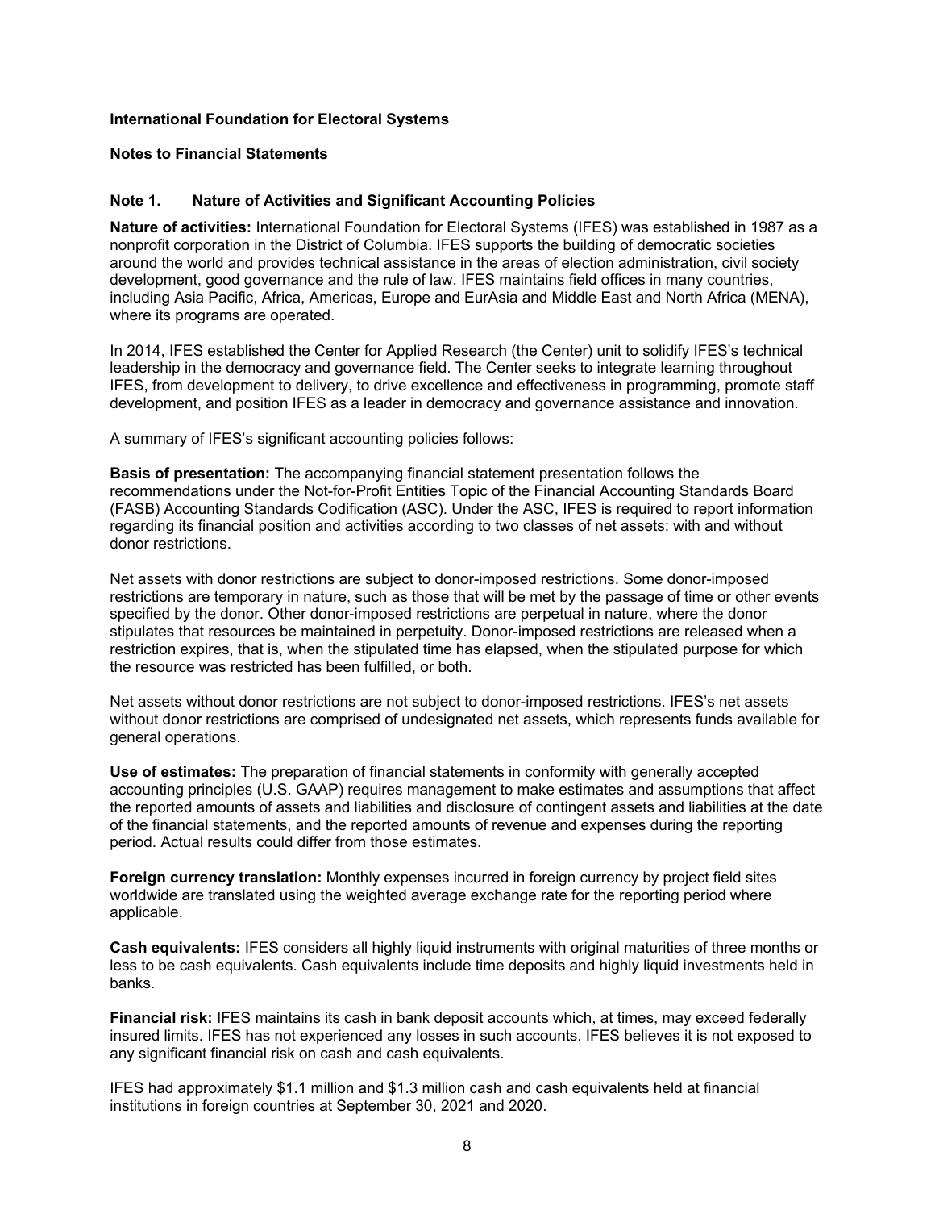**International Foundation for Electoral Systems**

**Notes to Financial Statements**

## Note 1. Nature of Activities and Significant Accounting Policies

**Nature of activities:** International Foundation for Electoral Systems (IFES) was established in 1987 as a nonprofit corporation in the District of Columbia. IFES supports the building of democratic societies around the world and provides technical assistance in the areas of election administration, civil society development, good governance and the rule of law. IFES maintains field offices in many countries, including Asia Pacific, Africa, Americas, Europe and EurAsia and Middle East and North Africa (MENA), where its programs are operated.

In 2014, IFES established the Center for Applied Research (the Center) unit to solidify IFES's technical leadership in the democracy and governance field. The Center seeks to integrate learning throughout IFES, from development to delivery, to drive excellence and effectiveness in programming, promote staff development, and position IFES as a leader in democracy and governance assistance and innovation.

A summary of IFES's significant accounting policies follows:

**Basis of presentation:** The accompanying financial statement presentation follows the recommendations under the Not-for-Profit Entities Topic of the Financial Accounting Standards Board (FASB) Accounting Standards Codification (ASC). Under the ASC, IFES is required to report information regarding its financial position and activities according to two classes of net assets: with and without donor restrictions.

Net assets with donor restrictions are subject to donor-imposed restrictions. Some donor-imposed restrictions are temporary in nature, such as those that will be met by the passage of time or other events specified by the donor. Other donor-imposed restrictions are perpetual in nature, where the donor stipulates that resources be maintained in perpetuity. Donor-imposed restrictions are released when a restriction expires, that is, when the stipulated time has elapsed, when the stipulated purpose for which the resource was restricted has been fulfilled, or both.

Net assets without donor restrictions are not subject to donor-imposed restrictions. IFES's net assets without donor restrictions are comprised of undesignated net assets, which represents funds available for general operations.

**Use of estimates:** The preparation of financial statements in conformity with generally accepted accounting principles (U.S. GAAP) requires management to make estimates and assumptions that affect the reported amounts of assets and liabilities and disclosure of contingent assets and liabilities at the date of the financial statements, and the reported amounts of revenue and expenses during the reporting period. Actual results could differ from those estimates.

**Foreign currency translation:** Monthly expenses incurred in foreign currency by project field sites worldwide are translated using the weighted average exchange rate for the reporting period where applicable.

**Cash equivalents:** IFES considers all highly liquid instruments with original maturities of three months or less to be cash equivalents. Cash equivalents include time deposits and highly liquid investments held in banks.

**Financial risk:** IFES maintains its cash in bank deposit accounts which, at times, may exceed federally insured limits. IFES has not experienced any losses in such accounts. IFES believes it is not exposed to any significant financial risk on cash and cash equivalents.

IFES had approximately $1.1 million and $1.3 million cash and cash equivalents held at financial institutions in foreign countries at September 30, 2021 and 2020.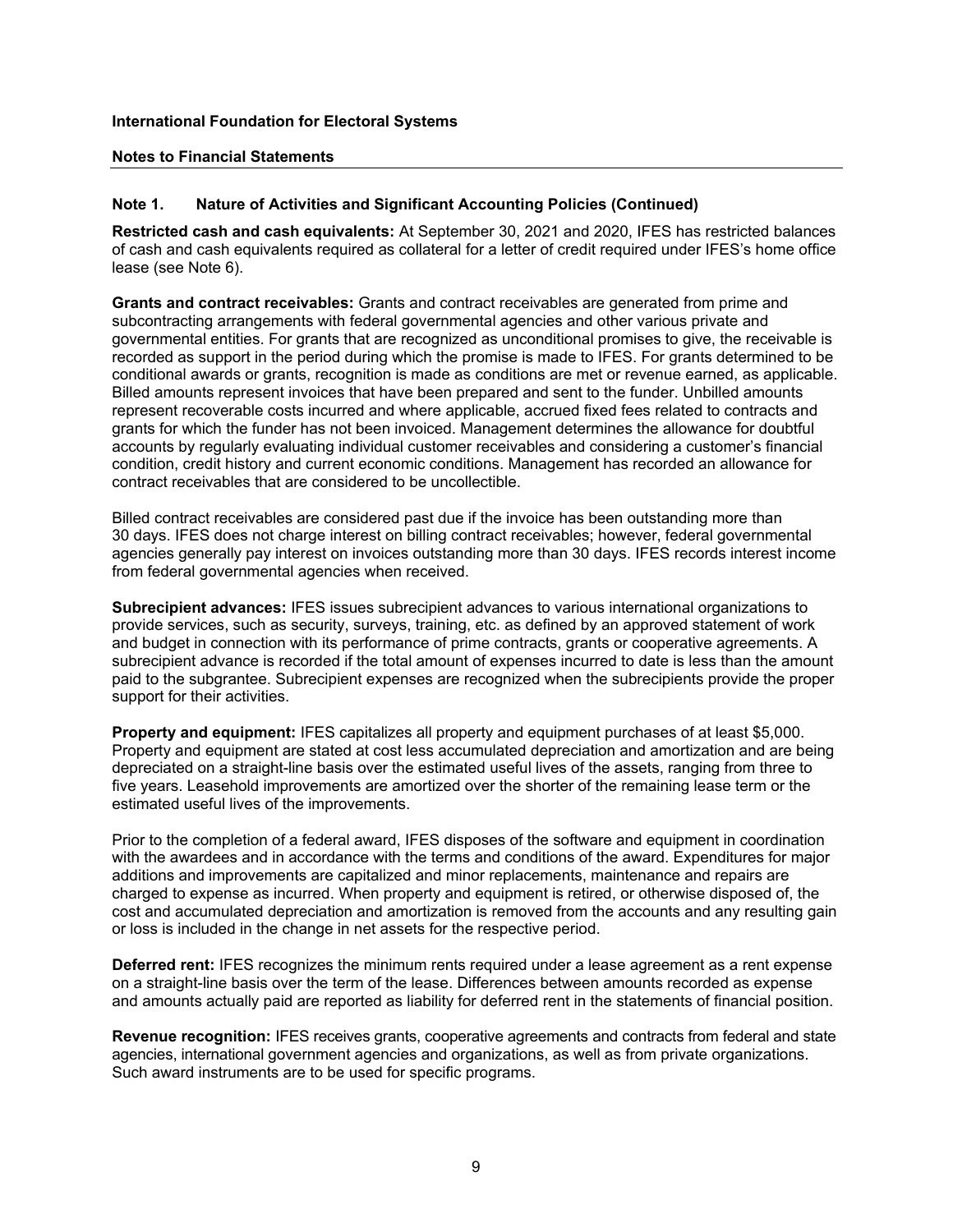**International Foundation for Electoral Systems**

**Notes to Financial Statements**

## Note 1. Nature of Activities and Significant Accounting Policies (Continued)

**Restricted cash and cash equivalents:** At September 30, 2021 and 2020, IFES has restricted balances of cash and cash equivalents required as collateral for a letter of credit required under IFES's home office lease (see Note 6).

**Grants and contract receivables:** Grants and contract receivables are generated from prime and subcontracting arrangements with federal governmental agencies and other various private and governmental entities. For grants that are recognized as unconditional promises to give, the receivable is recorded as support in the period during which the promise is made to IFES. For grants determined to be conditional awards or grants, recognition is made as conditions are met or revenue earned, as applicable. Billed amounts represent invoices that have been prepared and sent to the funder. Unbilled amounts represent recoverable costs incurred and where applicable, accrued fixed fees related to contracts and grants for which the funder has not been invoiced. Management determines the allowance for doubtful accounts by regularly evaluating individual customer receivables and considering a customer's financial condition, credit history and current economic conditions. Management has recorded an allowance for contract receivables that are considered to be uncollectible.

Billed contract receivables are considered past due if the invoice has been outstanding more than 30 days. IFES does not charge interest on billing contract receivables; however, federal governmental agencies generally pay interest on invoices outstanding more than 30 days. IFES records interest income from federal governmental agencies when received.

**Subrecipient advances:** IFES issues subrecipient advances to various international organizations to provide services, such as security, surveys, training, etc. as defined by an approved statement of work and budget in connection with its performance of prime contracts, grants or cooperative agreements. A subrecipient advance is recorded if the total amount of expenses incurred to date is less than the amount paid to the subgrantee. Subrecipient expenses are recognized when the subrecipients provide the proper support for their activities.

**Property and equipment:** IFES capitalizes all property and equipment purchases of at least $5,000. Property and equipment are stated at cost less accumulated depreciation and amortization and are being depreciated on a straight-line basis over the estimated useful lives of the assets, ranging from three to five years. Leasehold improvements are amortized over the shorter of the remaining lease term or the estimated useful lives of the improvements.

Prior to the completion of a federal award, IFES disposes of the software and equipment in coordination with the awardees and in accordance with the terms and conditions of the award. Expenditures for major additions and improvements are capitalized and minor replacements, maintenance and repairs are charged to expense as incurred. When property and equipment is retired, or otherwise disposed of, the cost and accumulated depreciation and amortization is removed from the accounts and any resulting gain or loss is included in the change in net assets for the respective period.

**Deferred rent:** IFES recognizes the minimum rents required under a lease agreement as a rent expense on a straight-line basis over the term of the lease. Differences between amounts recorded as expense and amounts actually paid are reported as liability for deferred rent in the statements of financial position.

**Revenue recognition:** IFES receives grants, cooperative agreements and contracts from federal and state agencies, international government agencies and organizations, as well as from private organizations. Such award instruments are to be used for specific programs.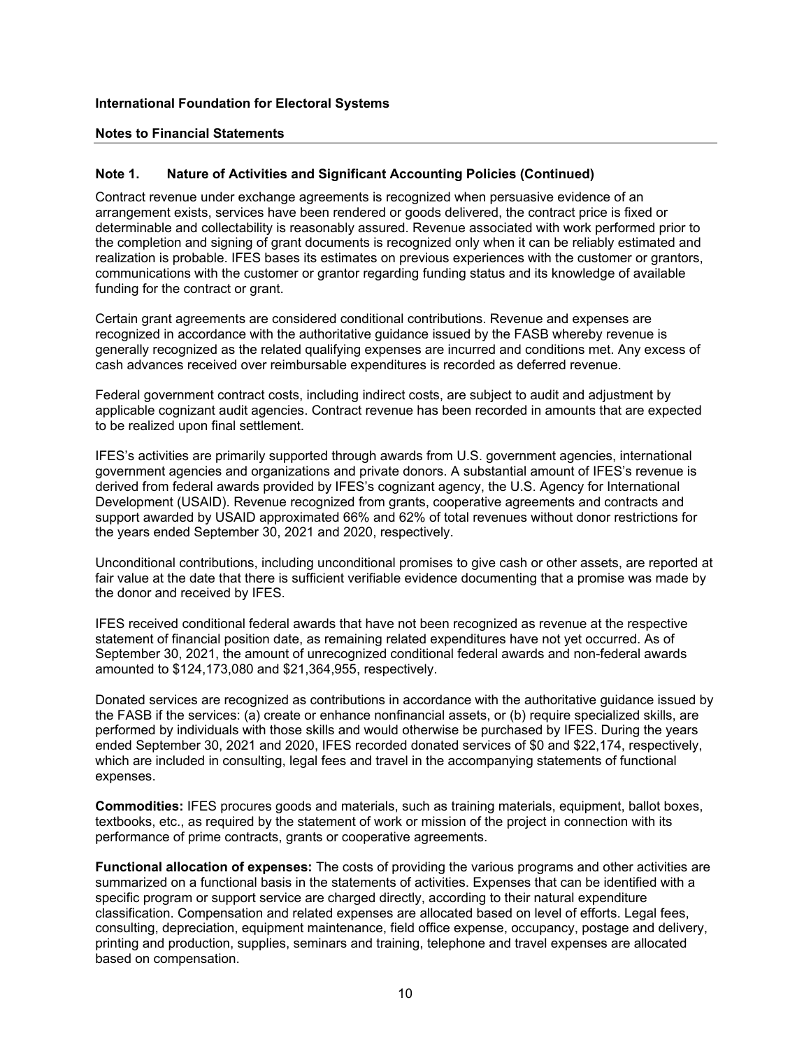**International Foundation for Electoral Systems**

**Notes to Financial Statements**

**Note 1. Nature of Activities and Significant Accounting Policies (Continued)**

Contract revenue under exchange agreements is recognized when persuasive evidence of an arrangement exists, services have been rendered or goods delivered, the contract price is fixed or determinable and collectability is reasonably assured. Revenue associated with work performed prior to the completion and signing of grant documents is recognized only when it can be reliably estimated and realization is probable. IFES bases its estimates on previous experiences with the customer or grantors, communications with the customer or grantor regarding funding status and its knowledge of available funding for the contract or grant.

Certain grant agreements are considered conditional contributions. Revenue and expenses are recognized in accordance with the authoritative guidance issued by the FASB whereby revenue is generally recognized as the related qualifying expenses are incurred and conditions met. Any excess of cash advances received over reimbursable expenditures is recorded as deferred revenue.

Federal government contract costs, including indirect costs, are subject to audit and adjustment by applicable cognizant audit agencies. Contract revenue has been recorded in amounts that are expected to be realized upon final settlement.

IFES's activities are primarily supported through awards from U.S. government agencies, international government agencies and organizations and private donors. A substantial amount of IFES's revenue is derived from federal awards provided by IFES's cognizant agency, the U.S. Agency for International Development (USAID). Revenue recognized from grants, cooperative agreements and contracts and support awarded by USAID approximated 66% and 62% of total revenues without donor restrictions for the years ended September 30, 2021 and 2020, respectively.

Unconditional contributions, including unconditional promises to give cash or other assets, are reported at fair value at the date that there is sufficient verifiable evidence documenting that a promise was made by the donor and received by IFES.

IFES received conditional federal awards that have not been recognized as revenue at the respective statement of financial position date, as remaining related expenditures have not yet occurred. As of September 30, 2021, the amount of unrecognized conditional federal awards and non-federal awards amounted to $124,173,080 and $21,364,955, respectively.

Donated services are recognized as contributions in accordance with the authoritative guidance issued by the FASB if the services: (a) create or enhance nonfinancial assets, or (b) require specialized skills, are performed by individuals with those skills and would otherwise be purchased by IFES. During the years ended September 30, 2021 and 2020, IFES recorded donated services of $0 and $22,174, respectively, which are included in consulting, legal fees and travel in the accompanying statements of functional expenses.

**Commodities:** IFES procures goods and materials, such as training materials, equipment, ballot boxes, textbooks, etc., as required by the statement of work or mission of the project in connection with its performance of prime contracts, grants or cooperative agreements.

**Functional allocation of expenses:** The costs of providing the various programs and other activities are summarized on a functional basis in the statements of activities. Expenses that can be identified with a specific program or support service are charged directly, according to their natural expenditure classification. Compensation and related expenses are allocated based on level of efforts. Legal fees, consulting, depreciation, equipment maintenance, field office expense, occupancy, postage and delivery, printing and production, supplies, seminars and training, telephone and travel expenses are allocated based on compensation.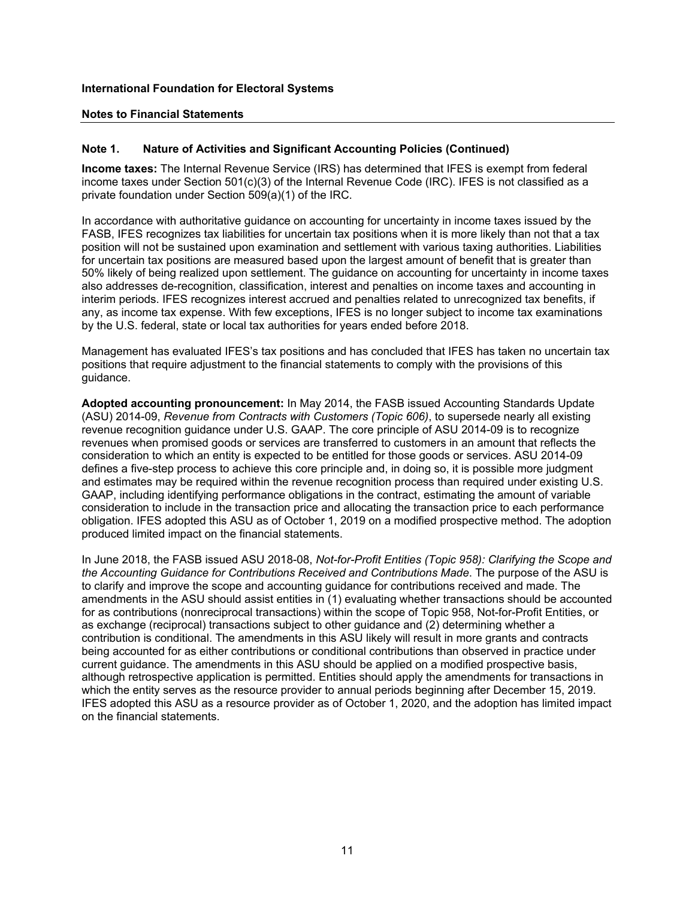**International Foundation for Electoral Systems**

**Notes to Financial Statements**

## Note 1. Nature of Activities and Significant Accounting Policies (Continued)

**Income taxes:** The Internal Revenue Service (IRS) has determined that IFES is exempt from federal income taxes under Section 501(c)(3) of the Internal Revenue Code (IRC). IFES is not classified as a private foundation under Section 509(a)(1) of the IRC.

In accordance with authoritative guidance on accounting for uncertainty in income taxes issued by the FASB, IFES recognizes tax liabilities for uncertain tax positions when it is more likely than not that a tax position will not be sustained upon examination and settlement with various taxing authorities. Liabilities for uncertain tax positions are measured based upon the largest amount of benefit that is greater than 50% likely of being realized upon settlement. The guidance on accounting for uncertainty in income taxes also addresses de-recognition, classification, interest and penalties on income taxes and accounting in interim periods. IFES recognizes interest accrued and penalties related to unrecognized tax benefits, if any, as income tax expense. With few exceptions, IFES is no longer subject to income tax examinations by the U.S. federal, state or local tax authorities for years ended before 2018.

Management has evaluated IFES's tax positions and has concluded that IFES has taken no uncertain tax positions that require adjustment to the financial statements to comply with the provisions of this guidance.

**Adopted accounting pronouncement:** In May 2014, the FASB issued Accounting Standards Update (ASU) 2014-09, *Revenue from Contracts with Customers (Topic 606)*, to supersede nearly all existing revenue recognition guidance under U.S. GAAP. The core principle of ASU 2014-09 is to recognize revenues when promised goods or services are transferred to customers in an amount that reflects the consideration to which an entity is expected to be entitled for those goods or services. ASU 2014-09 defines a five-step process to achieve this core principle and, in doing so, it is possible more judgment and estimates may be required within the revenue recognition process than required under existing U.S. GAAP, including identifying performance obligations in the contract, estimating the amount of variable consideration to include in the transaction price and allocating the transaction price to each performance obligation. IFES adopted this ASU as of October 1, 2019 on a modified prospective method. The adoption produced limited impact on the financial statements.

In June 2018, the FASB issued ASU 2018-08, *Not-for-Profit Entities (Topic 958): Clarifying the Scope and the Accounting Guidance for Contributions Received and Contributions Made*. The purpose of the ASU is to clarify and improve the scope and accounting guidance for contributions received and made. The amendments in the ASU should assist entities in (1) evaluating whether transactions should be accounted for as contributions (nonreciprocal transactions) within the scope of Topic 958, Not-for-Profit Entities, or as exchange (reciprocal) transactions subject to other guidance and (2) determining whether a contribution is conditional. The amendments in this ASU likely will result in more grants and contracts being accounted for as either contributions or conditional contributions than observed in practice under current guidance. The amendments in this ASU should be applied on a modified prospective basis, although retrospective application is permitted. Entities should apply the amendments for transactions in which the entity serves as the resource provider to annual periods beginning after December 15, 2019. IFES adopted this ASU as a resource provider as of October 1, 2020, and the adoption has limited impact on the financial statements.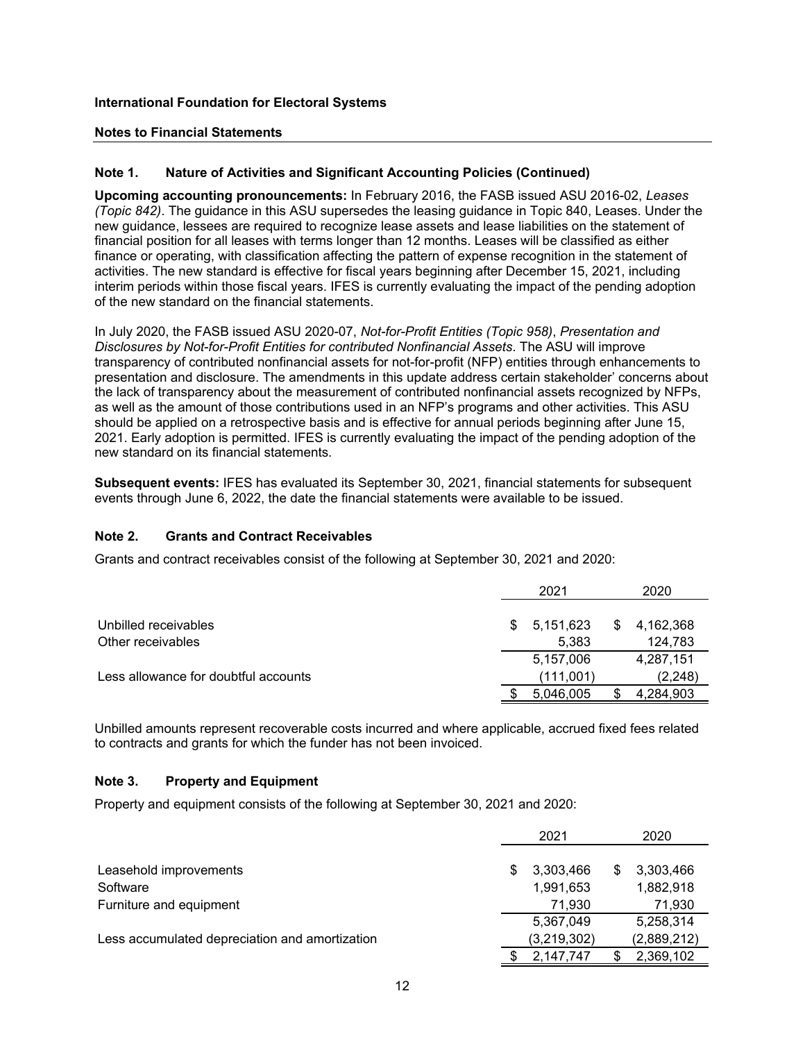**International Foundation for Electoral Systems**

**Notes to Financial Statements**

**Note 1. Nature of Activities and Significant Accounting Policies (Continued)**

**Upcoming accounting pronouncements:** In February 2016, the FASB issued ASU 2016-02, *Leases (Topic 842)*. The guidance in this ASU supersedes the leasing guidance in Topic 840, Leases. Under the new guidance, lessees are required to recognize lease assets and lease liabilities on the statement of financial position for all leases with terms longer than 12 months. Leases will be classified as either finance or operating, with classification affecting the pattern of expense recognition in the statement of activities. The new standard is effective for fiscal years beginning after December 15, 2021, including interim periods within those fiscal years. IFES is currently evaluating the impact of the pending adoption of the new standard on the financial statements.

In July 2020, the FASB issued ASU 2020-07, *Not-for-Profit Entities (Topic 958)*, *Presentation and Disclosures by Not-for-Profit Entities for contributed Nonfinancial Assets*. The ASU will improve transparency of contributed nonfinancial assets for not-for-profit (NFP) entities through enhancements to presentation and disclosure. The amendments in this update address certain stakeholder' concerns about the lack of transparency about the measurement of contributed nonfinancial assets recognized by NFPs, as well as the amount of those contributions used in an NFP's programs and other activities. This ASU should be applied on a retrospective basis and is effective for annual periods beginning after June 15, 2021. Early adoption is permitted. IFES is currently evaluating the impact of the pending adoption of the new standard on its financial statements.

**Subsequent events:** IFES has evaluated its September 30, 2021, financial statements for subsequent events through June 6, 2022, the date the financial statements were available to be issued.

**Note 2. Grants and Contract Receivables**

Grants and contract receivables consist of the following at September 30, 2021 and 2020:

| | 2021 | 2020 |
|---|---|---|
| Unbilled receivables | $ 5,151,623 | $ 4,162,368 |
| Other receivables | 5,383 | 124,783 |
| | 5,157,006 | 4,287,151 |
| Less allowance for doubtful accounts | (111,001) | (2,248) |
| | $ 5,046,005 | $ 4,284,903 |

Unbilled amounts represent recoverable costs incurred and where applicable, accrued fixed fees related to contracts and grants for which the funder has not been invoiced.

**Note 3. Property and Equipment**

Property and equipment consists of the following at September 30, 2021 and 2020:

| | 2021 | 2020 |
|---|---|---|
| Leasehold improvements | $ 3,303,466 | $ 3,303,466 |
| Software | 1,991,653 | 1,882,918 |
| Furniture and equipment | 71,930 | 71,930 |
| | 5,367,049 | 5,258,314 |
| Less accumulated depreciation and amortization | (3,219,302) | (2,889,212) |
| | $ 2,147,747 | $ 2,369,102 |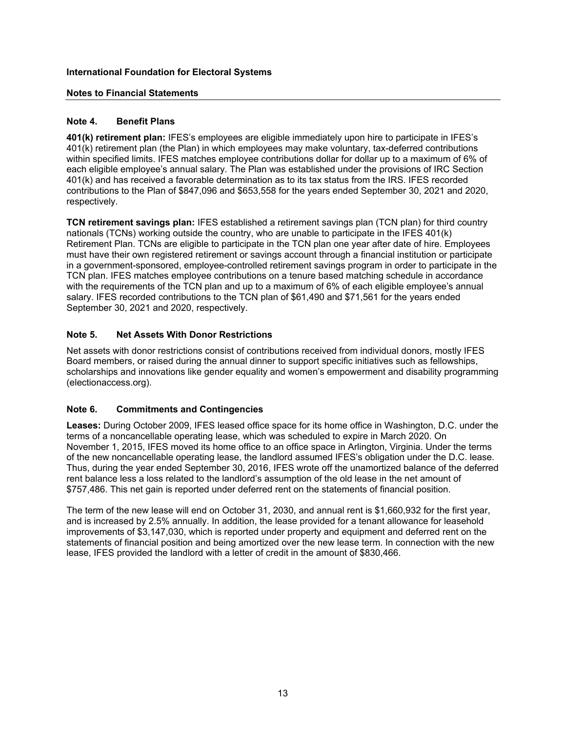International Foundation for Electoral Systems

**Notes to Financial Statements**

## Note 4. Benefit Plans

**401(k) retirement plan:** IFES's employees are eligible immediately upon hire to participate in IFES's 401(k) retirement plan (the Plan) in which employees may make voluntary, tax-deferred contributions within specified limits. IFES matches employee contributions dollar for dollar up to a maximum of 6% of each eligible employee's annual salary. The Plan was established under the provisions of IRC Section 401(k) and has received a favorable determination as to its tax status from the IRS. IFES recorded contributions to the Plan of $847,096 and $653,558 for the years ended September 30, 2021 and 2020, respectively.

**TCN retirement savings plan:** IFES established a retirement savings plan (TCN plan) for third country nationals (TCNs) working outside the country, who are unable to participate in the IFES 401(k) Retirement Plan. TCNs are eligible to participate in the TCN plan one year after date of hire. Employees must have their own registered retirement or savings account through a financial institution or participate in a government-sponsored, employee-controlled retirement savings program in order to participate in the TCN plan. IFES matches employee contributions on a tenure based matching schedule in accordance with the requirements of the TCN plan and up to a maximum of 6% of each eligible employee's annual salary. IFES recorded contributions to the TCN plan of $61,490 and $71,561 for the years ended September 30, 2021 and 2020, respectively.

## Note 5. Net Assets With Donor Restrictions

Net assets with donor restrictions consist of contributions received from individual donors, mostly IFES Board members, or raised during the annual dinner to support specific initiatives such as fellowships, scholarships and innovations like gender equality and women's empowerment and disability programming (electionaccess.org).

## Note 6. Commitments and Contingencies

**Leases:** During October 2009, IFES leased office space for its home office in Washington, D.C. under the terms of a noncancellable operating lease, which was scheduled to expire in March 2020. On November 1, 2015, IFES moved its home office to an office space in Arlington, Virginia. Under the terms of the new noncancellable operating lease, the landlord assumed IFES's obligation under the D.C. lease. Thus, during the year ended September 30, 2016, IFES wrote off the unamortized balance of the deferred rent balance less a loss related to the landlord's assumption of the old lease in the net amount of $757,486. This net gain is reported under deferred rent on the statements of financial position.

The term of the new lease will end on October 31, 2030, and annual rent is $1,660,932 for the first year, and is increased by 2.5% annually. In addition, the lease provided for a tenant allowance for leasehold improvements of $3,147,030, which is reported under property and equipment and deferred rent on the statements of financial position and being amortized over the new lease term. In connection with the new lease, IFES provided the landlord with a letter of credit in the amount of $830,466.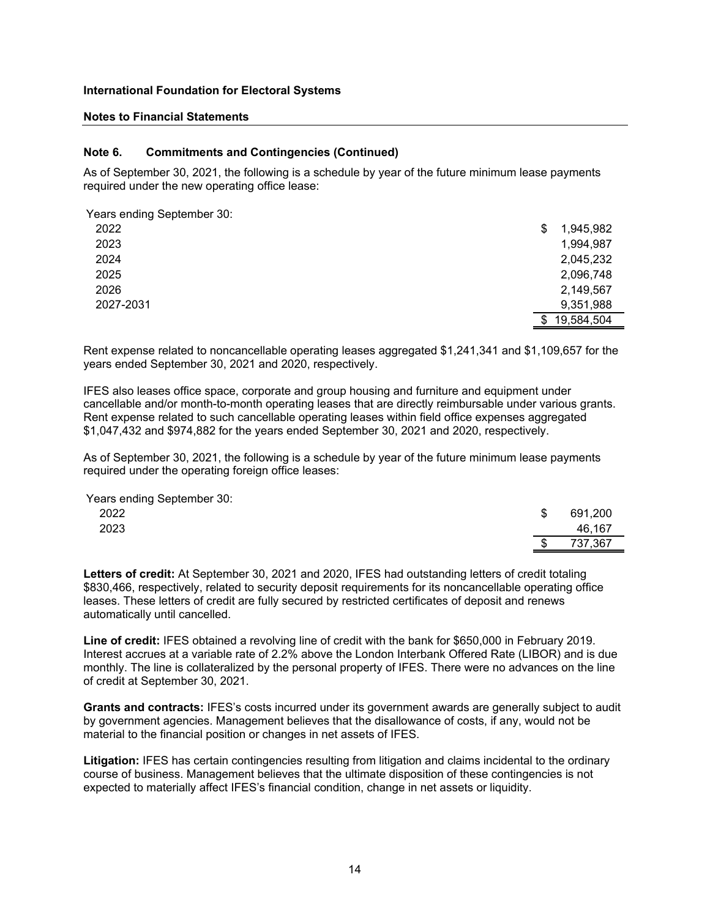**International Foundation for Electoral Systems**

**Notes to Financial Statements**

**Note 6. Commitments and Contingencies (Continued)**

As of September 30, 2021, the following is a schedule by year of the future minimum lease payments required under the new operating office lease:

| Years ending September 30: | |
|---|---|
| 2022 | $ 1,945,982 |
| 2023 | 1,994,987 |
| 2024 | 2,045,232 |
| 2025 | 2,096,748 |
| 2026 | 2,149,567 |
| 2027-2031 | 9,351,988 |
| | $ 19,584,504 |

Rent expense related to noncancellable operating leases aggregated $1,241,341 and $1,109,657 for the years ended September 30, 2021 and 2020, respectively.

IFES also leases office space, corporate and group housing and furniture and equipment under cancellable and/or month-to-month operating leases that are directly reimbursable under various grants. Rent expense related to such cancellable operating leases within field office expenses aggregated $1,047,432 and $974,882 for the years ended September 30, 2021 and 2020, respectively.

As of September 30, 2021, the following is a schedule by year of the future minimum lease payments required under the operating foreign office leases:

| Years ending September 30: | |
|---|---|
| 2022 | $ 691,200 |
| 2023 | 46,167 |
| | $ 737,367 |

**Letters of credit:** At September 30, 2021 and 2020, IFES had outstanding letters of credit totaling $830,466, respectively, related to security deposit requirements for its noncancellable operating office leases. These letters of credit are fully secured by restricted certificates of deposit and renews automatically until cancelled.

**Line of credit:** IFES obtained a revolving line of credit with the bank for $650,000 in February 2019. Interest accrues at a variable rate of 2.2% above the London Interbank Offered Rate (LIBOR) and is due monthly. The line is collateralized by the personal property of IFES. There were no advances on the line of credit at September 30, 2021.

**Grants and contracts:** IFES's costs incurred under its government awards are generally subject to audit by government agencies. Management believes that the disallowance of costs, if any, would not be material to the financial position or changes in net assets of IFES.

**Litigation:** IFES has certain contingencies resulting from litigation and claims incidental to the ordinary course of business. Management believes that the ultimate disposition of these contingencies is not expected to materially affect IFES's financial condition, change in net assets or liquidity.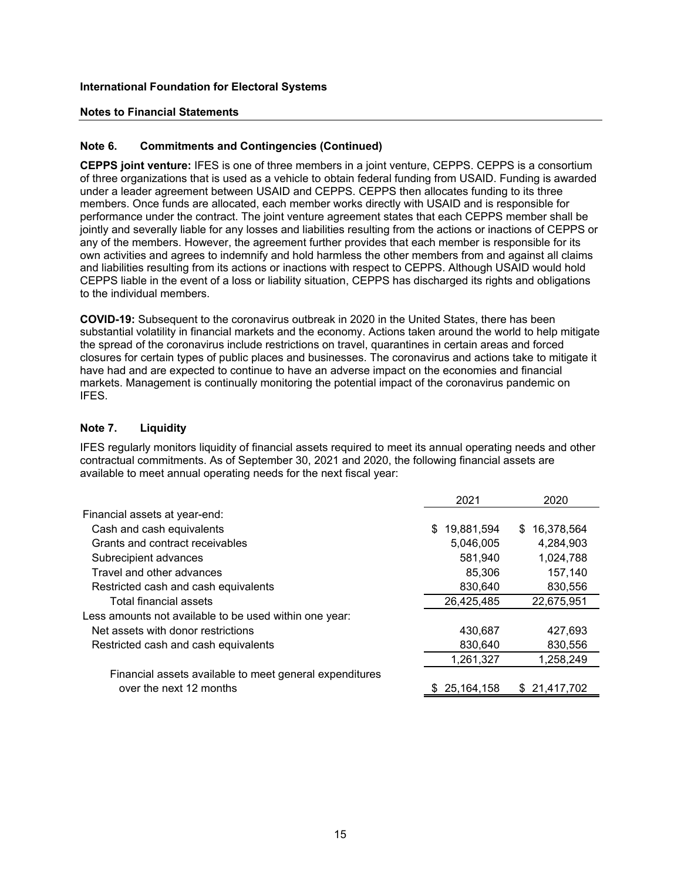**International Foundation for Electoral Systems**

**Notes to Financial Statements**

**Note 6. Commitments and Contingencies (Continued)**

**CEPPS joint venture:** IFES is one of three members in a joint venture, CEPPS. CEPPS is a consortium of three organizations that is used as a vehicle to obtain federal funding from USAID. Funding is awarded under a leader agreement between USAID and CEPPS. CEPPS then allocates funding to its three members. Once funds are allocated, each member works directly with USAID and is responsible for performance under the contract. The joint venture agreement states that each CEPPS member shall be jointly and severally liable for any losses and liabilities resulting from the actions or inactions of CEPPS or any of the members. However, the agreement further provides that each member is responsible for its own activities and agrees to indemnify and hold harmless the other members from and against all claims and liabilities resulting from its actions or inactions with respect to CEPPS. Although USAID would hold CEPPS liable in the event of a loss or liability situation, CEPPS has discharged its rights and obligations to the individual members.

**COVID-19:** Subsequent to the coronavirus outbreak in 2020 in the United States, there has been substantial volatility in financial markets and the economy. Actions taken around the world to help mitigate the spread of the coronavirus include restrictions on travel, quarantines in certain areas and forced closures for certain types of public places and businesses. The coronavirus and actions take to mitigate it have had and are expected to continue to have an adverse impact on the economies and financial markets. Management is continually monitoring the potential impact of the coronavirus pandemic on IFES.

**Note 7. Liquidity**

IFES regularly monitors liquidity of financial assets required to meet its annual operating needs and other contractual commitments. As of September 30, 2021 and 2020, the following financial assets are available to meet annual operating needs for the next fiscal year:

| | 2021 | 2020 |
|---|---|---|
| Financial assets at year-end: | | |
| Cash and cash equivalents | $ 19,881,594 | $ 16,378,564 |
| Grants and contract receivables | 5,046,005 | 4,284,903 |
| Subrecipient advances | 581,940 | 1,024,788 |
| Travel and other advances | 85,306 | 157,140 |
| Restricted cash and cash equivalents | 830,640 | 830,556 |
| Total financial assets | 26,425,485 | 22,675,951 |
| Less amounts not available to be used within one year: | | |
| Net assets with donor restrictions | 430,687 | 427,693 |
| Restricted cash and cash equivalents | 830,640 | 830,556 |
| | 1,261,327 | 1,258,249 |
| Financial assets available to meet general expenditures over the next 12 months | $ 25,164,158 | $ 21,417,702 |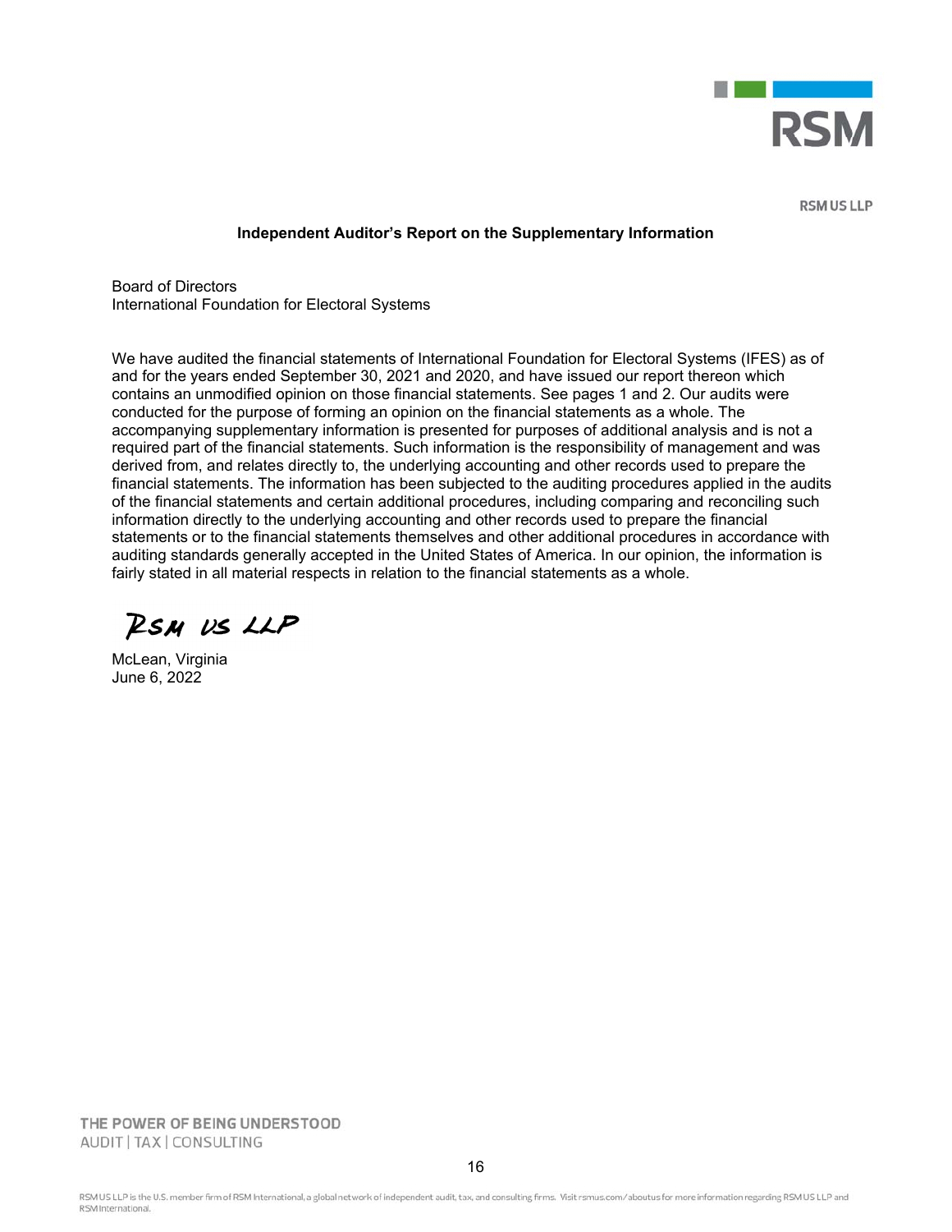RSM US LLP

## Independent Auditor's Report on the Supplementary Information

Board of Directors
International Foundation for Electoral Systems

We have audited the financial statements of International Foundation for Electoral Systems (IFES) as of and for the years ended September 30, 2021 and 2020, and have issued our report thereon which contains an unmodified opinion on those financial statements. See pages 1 and 2. Our audits were conducted for the purpose of forming an opinion on the financial statements as a whole. The accompanying supplementary information is presented for purposes of additional analysis and is not a required part of the financial statements. Such information is the responsibility of management and was derived from, and relates directly to, the underlying accounting and other records used to prepare the financial statements. The information has been subjected to the auditing procedures applied in the audits of the financial statements and certain additional procedures, including comparing and reconciling such information directly to the underlying accounting and other records used to prepare the financial statements or to the financial statements themselves and other additional procedures in accordance with auditing standards generally accepted in the United States of America. In our opinion, the information is fairly stated in all material respects in relation to the financial statements as a whole.

RSM US LLP

McLean, Virginia
June 6, 2022

THE POWER OF BEING UNDERSTOOD
AUDIT | TAX | CONSULTING

RSM US LLP is the U.S. member firm of RSM International, a global network of independent audit, tax, and consulting firms. Visit rsmus.com/aboutus for more information regarding RSM US LLP and RSM International.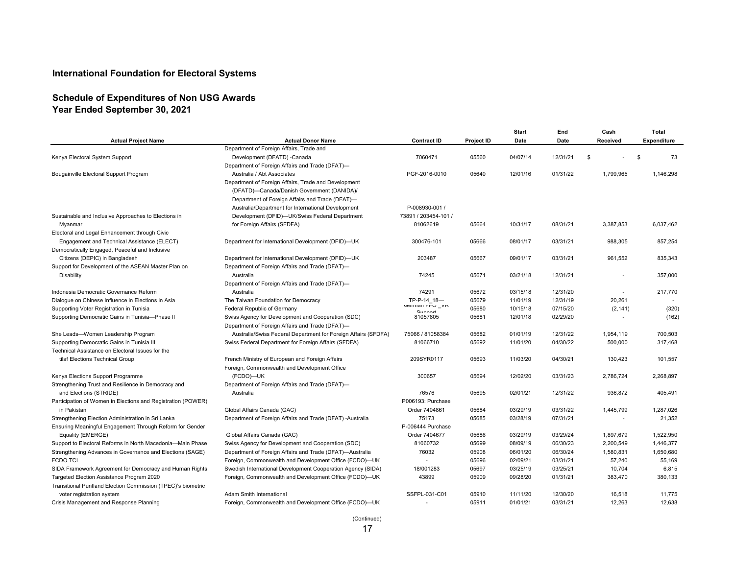## International Foundation for Electoral Systems

### Schedule of Expenditures of Non USG Awards
### Year Ended September 30, 2021

| Actual Project Name | Actual Donor Name | Contract ID | Project ID | Start Date | End Date | Cash Received | Total Expenditure |
|---|---|---|---|---|---|---|---|
| Kenya Electoral System Support | Department of Foreign Affairs, Trade and Development (DFATD) -Canada | 7060471 | 05560 | 04/07/14 | 12/31/21 | $ - | $ 73 |
| Bougainville Electoral Support Program | Department of Foreign Affairs and Trade (DFAT)—Australia / Abt Associates | PGF-2016-0010 | 05640 | 12/01/16 | 01/31/22 | 1,799,965 | 1,146,298 |
| Sustainable and Inclusive Approaches to Elections in Myanmar | Department of Foreign Affairs, Trade and Development (DFATD)—Canada/Danish Government (DANIDA)/ Department of Foreign Affairs and Trade (DFAT)—Australia/Department for International Development (DFID)—UK/Swiss Federal Department for Foreign Affairs (SFDFA) | P-008930-001 / 73891 / 203454-101 / 81062619 | 05664 | 10/31/17 | 08/31/21 | 3,387,853 | 6,037,462 |
| Electoral and Legal Enhancement through Civic Engagement and Technical Assistance (ELECT) | Department for International Development (DFID)—UK | 300476-101 | 05666 | 08/01/17 | 03/31/21 | 988,305 | 857,254 |
| Democratically Engaged, Peaceful and Inclusive Citizens (DEPIC) in Bangladesh | Department for International Development (DFID)—UK | 203487 | 05667 | 09/01/17 | 03/31/21 | 961,552 | 835,343 |
| Support for Development of the ASEAN Master Plan on Disability | Department of Foreign Affairs and Trade (DFAT)—Australia | 74245 | 05671 | 03/21/18 | 12/31/21 | - | 357,000 |
| Indonesia Democratic Governance Reform | Department of Foreign Affairs and Trade (DFAT)—Australia | 74291 | 05672 | 03/15/18 | 12/31/20 | - | 217,770 |
| Dialogue on Chinese Influence in Elections in Asia | The Taiwan Foundation for Democracy | TP-P-14_18— | 05679 | 11/01/19 | 12/31/19 | 20,261 | - |
| Supporting Voter Registration in Tunisia | Federal Republic of Germany | German FFO _VR Support | 05680 | 10/15/18 | 07/15/20 | (2,141) | (320) |
| Supporting Democratic Gains in Tunisia—Phase II | Swiss Agency for Development and Cooperation (SDC) | 81057805 | 05681 | 12/01/18 | 02/29/20 | - | (162) |
| She Leads—Women Leadership Program | Department of Foreign Affairs and Trade (DFAT)—Australia/Swiss Federal Department for Foreign Affairs (SFDFA) | 75066 / 81058384 | 05682 | 01/01/19 | 12/31/22 | 1,954,119 | 700,503 |
| Supporting Democratic Gains in Tunisia III | Swiss Federal Department for Foreign Affairs (SFDFA) | 81066710 | 05692 | 11/01/20 | 04/30/22 | 500,000 | 317,468 |
| Technical Assistance on Electoral Issues for the tilaf Elections Technical Group | French Ministry of European and Foreign Affairs | 209SYR0117 | 05693 | 11/03/20 | 04/30/21 | 130,423 | 101,557 |
| Kenya Elections Support Programme | Foreign, Commonwealth and Development Office (FCDO)—UK | 300657 | 05694 | 12/02/20 | 03/31/23 | 2,786,724 | 2,268,897 |
| Strengthening Trust and Resilience in Democracy and and Elections (STRIDE) | Department of Foreign Affairs and Trade (DFAT)—Australia | 76576 | 05695 | 02/01/21 | 12/31/22 | 936,872 | 405,491 |
| Participation of Women in Elections and Registration (POWER) in Pakistan | Global Affairs Canada (GAC) | P006193: Purchase Order 7404861 | 05684 | 03/29/19 | 03/31/22 | 1,445,799 | 1,287,026 |
| Strengthening Election Administration in Sri Lanka | Department of Foreign Affairs and Trade (DFAT) -Australia | 75173 | 05685 | 03/28/19 | 07/31/21 | - | 21,352 |
| Ensuring Meaningful Engagement Through Reform for Gender Equality (EMERGE) | Global Affairs Canada (GAC) | P-006444 Purchase Order 7404677 | 05686 | 03/29/19 | 03/29/24 | 1,897,679 | 1,522,950 |
| Support to Electoral Reforms in North Macedonia—Main Phase | Swiss Agency for Development and Cooperation (SDC) | 81060732 | 05699 | 08/09/19 | 06/30/23 | 2,200,549 | 1,446,377 |
| Strengthening Advances in Governance and Elections (SAGE) | Department of Foreign Affairs and Trade (DFAT)—Australia | 76032 | 05908 | 06/01/20 | 06/30/24 | 1,580,831 | 1,650,680 |
| FCDO TCI | Foreign, Commonwealth and Development Office (FCDO)—UK | - | 05696 | 02/09/21 | 03/31/21 | 57,240 | 55,169 |
| SIDA Framework Agreement for Democracy and Human Rights | Swedish International Development Cooperation Agency (SIDA) | 18/001283 | 05697 | 03/25/19 | 03/25/21 | 10,704 | 6,815 |
| Targeted Election Assistance Program 2020 | Foreign, Commonwealth and Development Office (FCDO)—UK | 43899 | 05909 | 09/28/20 | 01/31/21 | 383,470 | 380,133 |
| Transitional Puntland Election Commission (TPEC)'s biometric voter registration system | Adam Smith International | SSFPL-031-C01 | 05910 | 11/11/20 | 12/30/20 | 16,518 | 11,775 |
| Crisis Management and Response Planning | Foreign, Commonwealth and Development Office (FCDO)—UK | - | 05911 | 01/01/21 | 03/31/21 | 12,263 | 12,638 |

(Continued)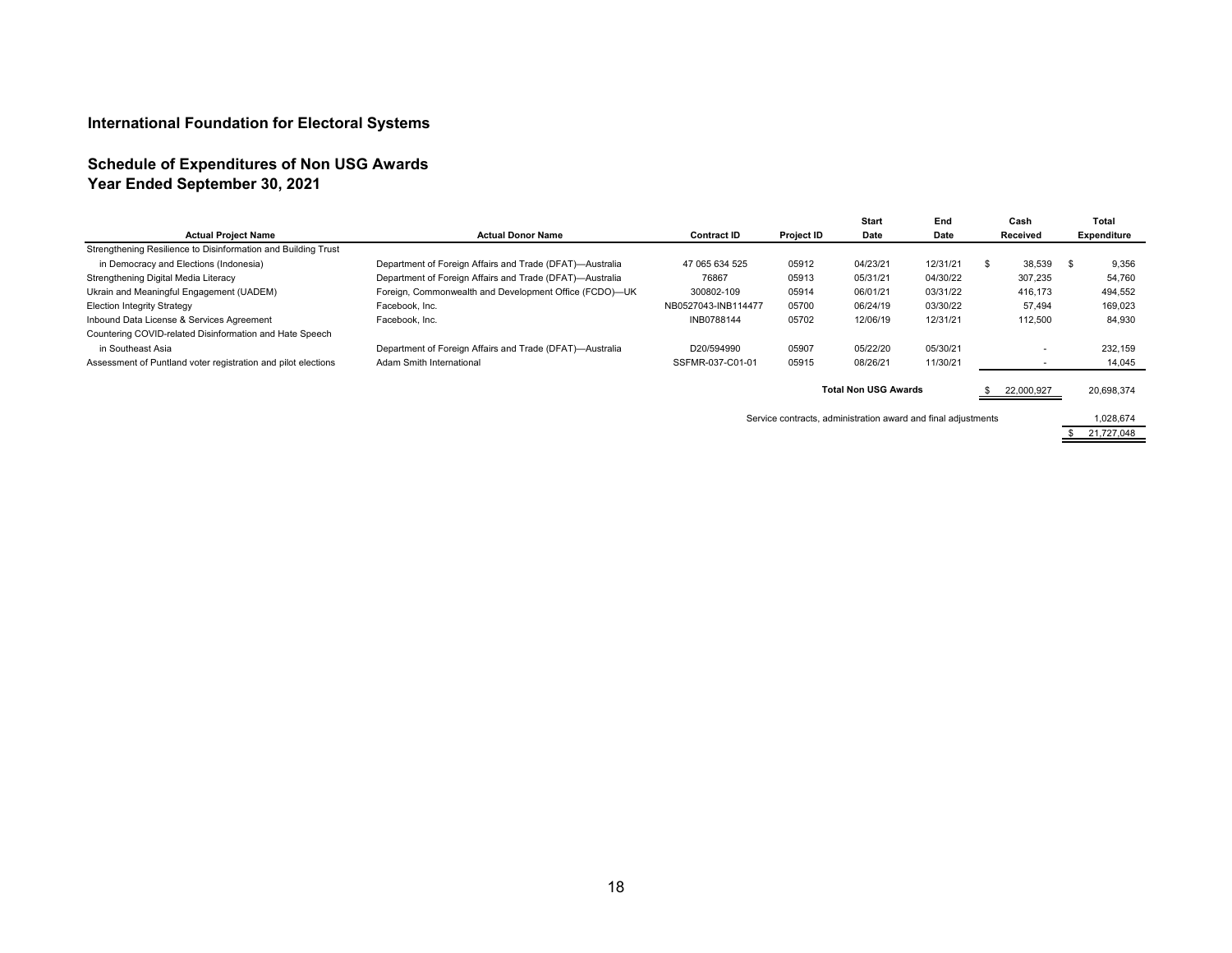**International Foundation for Electoral Systems**

**Schedule of Expenditures of Non USG Awards**
**Year Ended September 30, 2021**

| Actual Project Name | Actual Donor Name | Contract ID | Project ID | Start Date | End Date | Cash Received | Total Expenditure |
|---|---|---|---|---|---|---|---|
| Strengthening Resilience to Disinformation and Building Trust in Democracy and Elections (Indonesia) | Department of Foreign Affairs and Trade (DFAT)—Australia | 47 065 634 525 | 05912 | 04/23/21 | 12/31/21 | $ 38,539 | $ 9,356 |
| Strengthening Digital Media Literacy | Department of Foreign Affairs and Trade (DFAT)—Australia | 76867 | 05913 | 05/31/21 | 04/30/22 | 307,235 | 54,760 |
| Ukrain and Meaningful Engagement (UADEM) | Foreign, Commonwealth and Development Office (FCDO)—UK | 300802-109 | 05914 | 06/01/21 | 03/31/22 | 416,173 | 494,552 |
| Election Integrity Strategy | Facebook, Inc. | NB0527043-INB114477 | 05700 | 06/24/19 | 03/30/22 | 57,494 | 169,023 |
| Inbound Data License & Services Agreement | Facebook, Inc. | INB0788144 | 05702 | 12/06/19 | 12/31/21 | 112,500 | 84,930 |
| Countering COVID-related Disinformation and Hate Speech in Southeast Asia | Department of Foreign Affairs and Trade (DFAT)—Australia | D20/594990 | 05907 | 05/22/20 | 05/30/21 | - | 232,159 |
| Assessment of Puntland voter registration and pilot elections | Adam Smith International | SSFMR-037-C01-01 | 05915 | 08/26/21 | 11/30/21 | - | 14,045 |
| | | | | **Total Non USG Awards** | | $ 22,000,927 | 20,698,374 |
| | | | | Service contracts, administration award and final adjustments | | | 1,028,674 |
| | | | | | | | $ 21,727,048 |